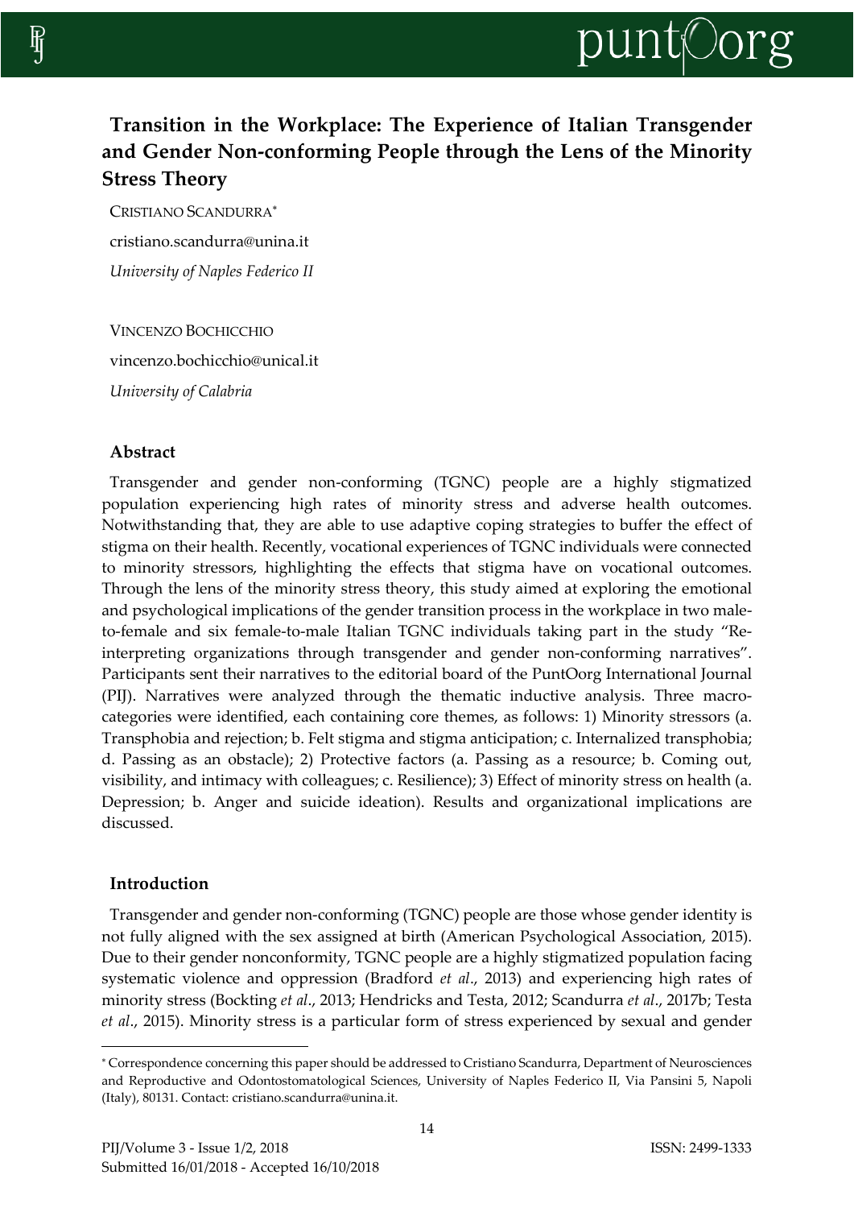# Transition in the Workplace: The Experience of Italian Transgender and Gender Non-conforming People through the Lens of the Minority Stress Theory

CRISTIANO SCANDURRA*

cristiano.scandurra@unina.it

*University of Naples Federico II*

VINCENZO BOCHICCHIO

vincenzo.bochicchio@unical.it

*University of Calabria*

## Abstract

Transgender and gender non-conforming (TGNC) people are a highly stigmatized population experiencing high rates of minority stress and adverse health outcomes. Notwithstanding that, they are able to use adaptive coping strategies to buffer the effect of stigma on their health. Recently, vocational experiences of TGNC individuals were connected to minority stressors, highlighting the effects that stigma have on vocational outcomes. Through the lens of the minority stress theory, this study aimed at exploring the emotional and psychological implications of the gender transition process in the workplace in two male-to-female and six female-to-male Italian TGNC individuals taking part in the study "Re-interpreting organizations through transgender and gender non-conforming narratives". Participants sent their narratives to the editorial board of the PuntOorg International Journal (PIJ). Narratives were analyzed through the thematic inductive analysis. Three macro-categories were identified, each containing core themes, as follows: 1) Minority stressors (a. Transphobia and rejection; b. Felt stigma and stigma anticipation; c. Internalized transphobia; d. Passing as an obstacle); 2) Protective factors (a. Passing as a resource; b. Coming out, visibility, and intimacy with colleagues; c. Resilience); 3) Effect of minority stress on health (a. Depression; b. Anger and suicide ideation). Results and organizational implications are discussed.

## Introduction

Transgender and gender non-conforming (TGNC) people are those whose gender identity is not fully aligned with the sex assigned at birth (American Psychological Association, 2015). Due to their gender nonconformity, TGNC people are a highly stigmatized population facing systematic violence and oppression (Bradford *et al*., 2013) and experiencing high rates of minority stress (Bockting *et al*., 2013; Hendricks and Testa, 2012; Scandurra *et al*., 2017b; Testa *et al*., 2015). Minority stress is a particular form of stress experienced by sexual and gender

---

* Correspondence concerning this paper should be addressed to Cristiano Scandurra, Department of Neurosciences and Reproductive and Odontostomatological Sciences, University of Naples Federico II, Via Pansini 5, Napoli (Italy), 80131. Contact: cristiano.scandurra@unina.it.

Submitted 16/01/2018 - Accepted 16/10/2018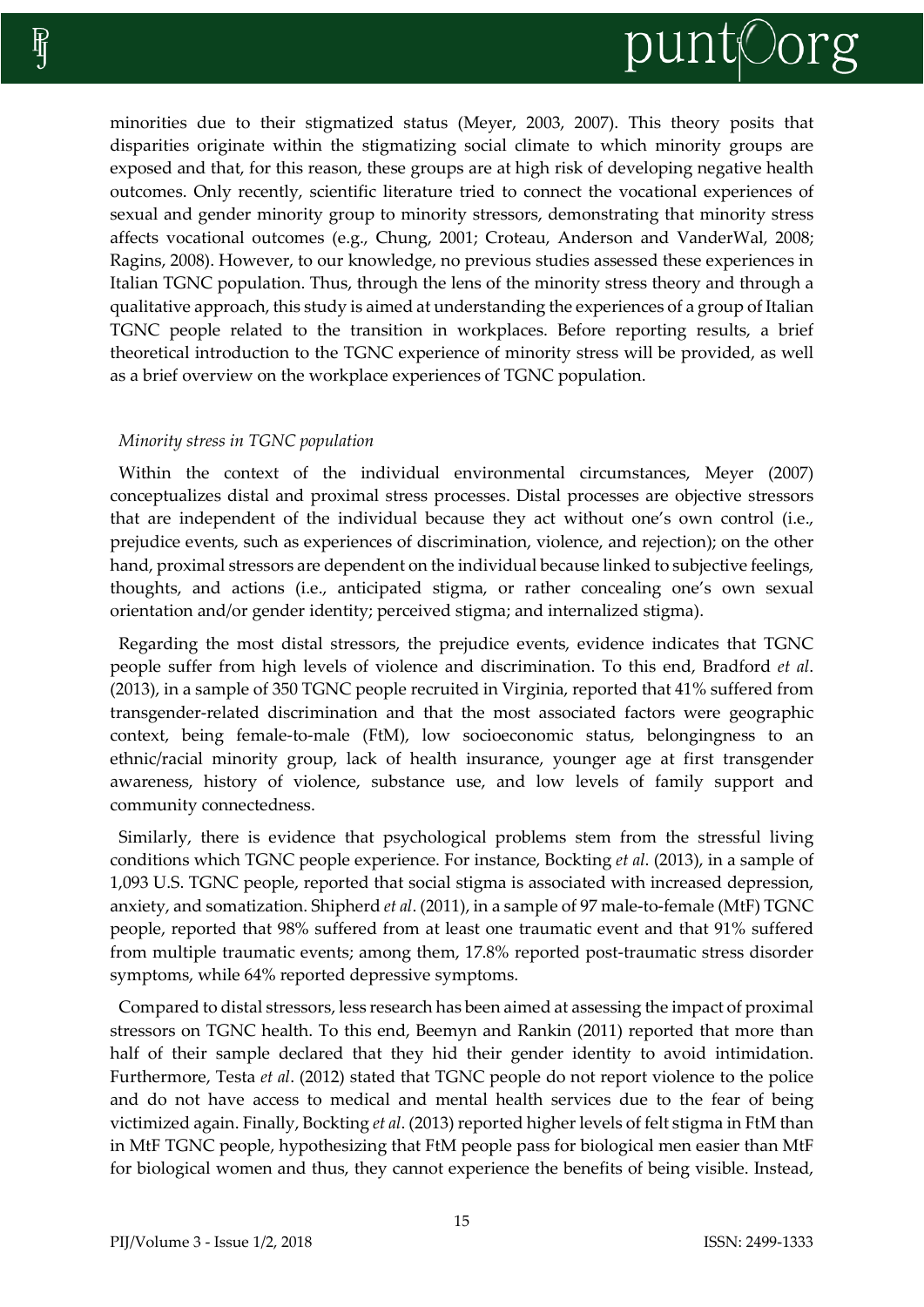minorities due to their stigmatized status (Meyer, 2003, 2007). This theory posits that disparities originate within the stigmatizing social climate to which minority groups are exposed and that, for this reason, these groups are at high risk of developing negative health outcomes. Only recently, scientific literature tried to connect the vocational experiences of sexual and gender minority group to minority stressors, demonstrating that minority stress affects vocational outcomes (e.g., Chung, 2001; Croteau, Anderson and VanderWal, 2008; Ragins, 2008). However, to our knowledge, no previous studies assessed these experiences in Italian TGNC population. Thus, through the lens of the minority stress theory and through a qualitative approach, this study is aimed at understanding the experiences of a group of Italian TGNC people related to the transition in workplaces. Before reporting results, a brief theoretical introduction to the TGNC experience of minority stress will be provided, as well as a brief overview on the workplace experiences of TGNC population.

### *Minority stress in TGNC population*

Within the context of the individual environmental circumstances, Meyer (2007) conceptualizes distal and proximal stress processes. Distal processes are objective stressors that are independent of the individual because they act without one's own control (i.e., prejudice events, such as experiences of discrimination, violence, and rejection); on the other hand, proximal stressors are dependent on the individual because linked to subjective feelings, thoughts, and actions (i.e., anticipated stigma, or rather concealing one's own sexual orientation and/or gender identity; perceived stigma; and internalized stigma).

Regarding the most distal stressors, the prejudice events, evidence indicates that TGNC people suffer from high levels of violence and discrimination. To this end, Bradford *et al*. (2013), in a sample of 350 TGNC people recruited in Virginia, reported that 41% suffered from transgender-related discrimination and that the most associated factors were geographic context, being female-to-male (FtM), low socioeconomic status, belongingness to an ethnic/racial minority group, lack of health insurance, younger age at first transgender awareness, history of violence, substance use, and low levels of family support and community connectedness.

Similarly, there is evidence that psychological problems stem from the stressful living conditions which TGNC people experience. For instance, Bockting *et al*. (2013), in a sample of 1,093 U.S. TGNC people, reported that social stigma is associated with increased depression, anxiety, and somatization. Shipherd *et al*. (2011), in a sample of 97 male-to-female (MtF) TGNC people, reported that 98% suffered from at least one traumatic event and that 91% suffered from multiple traumatic events; among them, 17.8% reported post-traumatic stress disorder symptoms, while 64% reported depressive symptoms.

Compared to distal stressors, less research has been aimed at assessing the impact of proximal stressors on TGNC health. To this end, Beemyn and Rankin (2011) reported that more than half of their sample declared that they hid their gender identity to avoid intimidation. Furthermore, Testa *et al*. (2012) stated that TGNC people do not report violence to the police and do not have access to medical and mental health services due to the fear of being victimized again. Finally, Bockting *et al*. (2013) reported higher levels of felt stigma in FtM than in MtF TGNC people, hypothesizing that FtM people pass for biological men easier than MtF for biological women and thus, they cannot experience the benefits of being visible. Instead,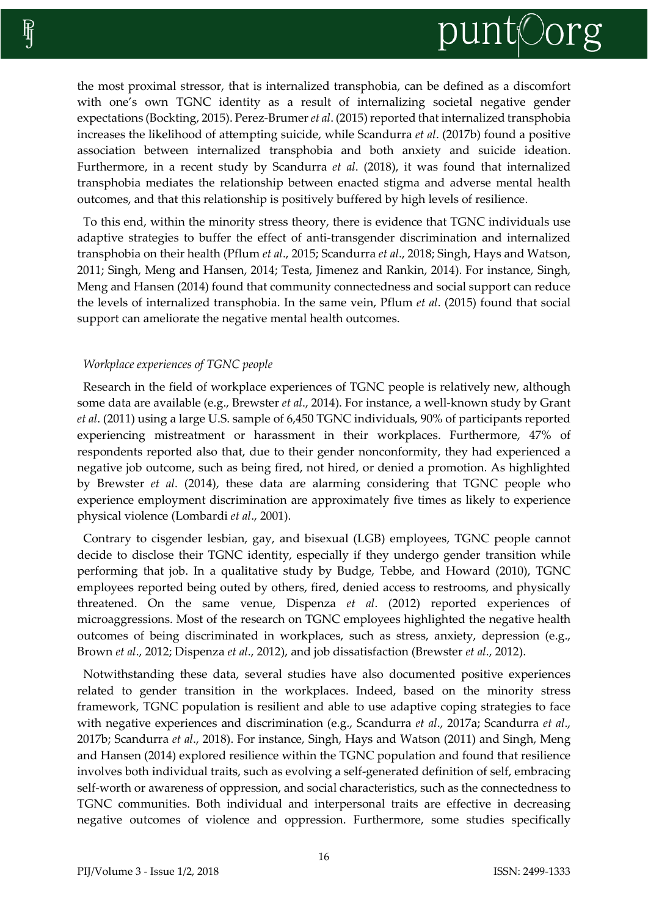the most proximal stressor, that is internalized transphobia, can be defined as a discomfort with one's own TGNC identity as a result of internalizing societal negative gender expectations (Bockting, 2015). Perez-Brumer *et al*. (2015) reported that internalized transphobia increases the likelihood of attempting suicide, while Scandurra *et al*. (2017b) found a positive association between internalized transphobia and both anxiety and suicide ideation. Furthermore, in a recent study by Scandurra *et al*. (2018), it was found that internalized transphobia mediates the relationship between enacted stigma and adverse mental health outcomes, and that this relationship is positively buffered by high levels of resilience.

To this end, within the minority stress theory, there is evidence that TGNC individuals use adaptive strategies to buffer the effect of anti-transgender discrimination and internalized transphobia on their health (Pflum *et al*., 2015; Scandurra *et al*., 2018; Singh, Hays and Watson, 2011; Singh, Meng and Hansen, 2014; Testa, Jimenez and Rankin, 2014). For instance, Singh, Meng and Hansen (2014) found that community connectedness and social support can reduce the levels of internalized transphobia. In the same vein, Pflum *et al*. (2015) found that social support can ameliorate the negative mental health outcomes.

*Workplace experiences of TGNC people*

Research in the field of workplace experiences of TGNC people is relatively new, although some data are available (e.g., Brewster *et al*., 2014). For instance, a well-known study by Grant *et al*. (2011) using a large U.S. sample of 6,450 TGNC individuals, 90% of participants reported experiencing mistreatment or harassment in their workplaces. Furthermore, 47% of respondents reported also that, due to their gender nonconformity, they had experienced a negative job outcome, such as being fired, not hired, or denied a promotion. As highlighted by Brewster *et al*. (2014), these data are alarming considering that TGNC people who experience employment discrimination are approximately five times as likely to experience physical violence (Lombardi *et al*., 2001).

Contrary to cisgender lesbian, gay, and bisexual (LGB) employees, TGNC people cannot decide to disclose their TGNC identity, especially if they undergo gender transition while performing that job. In a qualitative study by Budge, Tebbe, and Howard (2010), TGNC employees reported being outed by others, fired, denied access to restrooms, and physically threatened. On the same venue, Dispenza *et al*. (2012) reported experiences of microaggressions. Most of the research on TGNC employees highlighted the negative health outcomes of being discriminated in workplaces, such as stress, anxiety, depression (e.g., Brown *et al*., 2012; Dispenza *et al*., 2012), and job dissatisfaction (Brewster *et al*., 2012).

Notwithstanding these data, several studies have also documented positive experiences related to gender transition in the workplaces. Indeed, based on the minority stress framework, TGNC population is resilient and able to use adaptive coping strategies to face with negative experiences and discrimination (e.g., Scandurra *et al*., 2017a; Scandurra *et al*., 2017b; Scandurra *et al*., 2018). For instance, Singh, Hays and Watson (2011) and Singh, Meng and Hansen (2014) explored resilience within the TGNC population and found that resilience involves both individual traits, such as evolving a self-generated definition of self, embracing self-worth or awareness of oppression, and social characteristics, such as the connectedness to TGNC communities. Both individual and interpersonal traits are effective in decreasing negative outcomes of violence and oppression. Furthermore, some studies specifically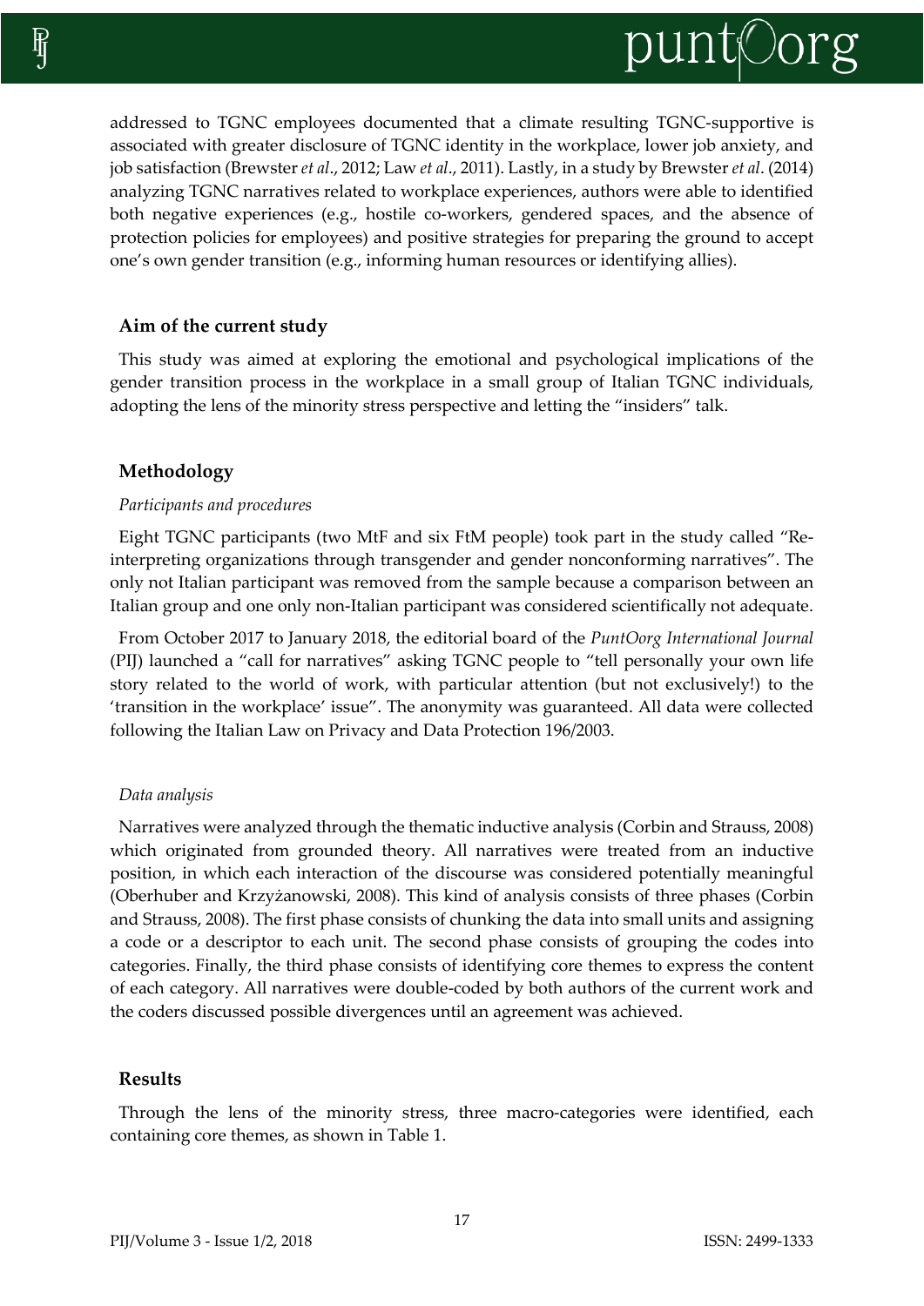addressed to TGNC employees documented that a climate resulting TGNC-supportive is associated with greater disclosure of TGNC identity in the workplace, lower job anxiety, and job satisfaction (Brewster *et al*., 2012; Law *et al*., 2011). Lastly, in a study by Brewster *et al*. (2014) analyzing TGNC narratives related to workplace experiences, authors were able to identified both negative experiences (e.g., hostile co-workers, gendered spaces, and the absence of protection policies for employees) and positive strategies for preparing the ground to accept one's own gender transition (e.g., informing human resources or identifying allies).

## Aim of the current study

This study was aimed at exploring the emotional and psychological implications of the gender transition process in the workplace in a small group of Italian TGNC individuals, adopting the lens of the minority stress perspective and letting the "insiders" talk.

## Methodology

### *Participants and procedures*

Eight TGNC participants (two MtF and six FtM people) took part in the study called "Re-interpreting organizations through transgender and gender nonconforming narratives". The only not Italian participant was removed from the sample because a comparison between an Italian group and one only non-Italian participant was considered scientifically not adequate.

From October 2017 to January 2018, the editorial board of the *PuntOorg International Journal* (PIJ) launched a "call for narratives" asking TGNC people to "tell personally your own life story related to the world of work, with particular attention (but not exclusively!) to the 'transition in the workplace' issue". The anonymity was guaranteed. All data were collected following the Italian Law on Privacy and Data Protection 196/2003.

### *Data analysis*

Narratives were analyzed through the thematic inductive analysis (Corbin and Strauss, 2008) which originated from grounded theory. All narratives were treated from an inductive position, in which each interaction of the discourse was considered potentially meaningful (Oberhuber and Krzyżanowski, 2008). This kind of analysis consists of three phases (Corbin and Strauss, 2008). The first phase consists of chunking the data into small units and assigning a code or a descriptor to each unit. The second phase consists of grouping the codes into categories. Finally, the third phase consists of identifying core themes to express the content of each category. All narratives were double-coded by both authors of the current work and the coders discussed possible divergences until an agreement was achieved.

## Results

Through the lens of the minority stress, three macro-categories were identified, each containing core themes, as shown in Table 1.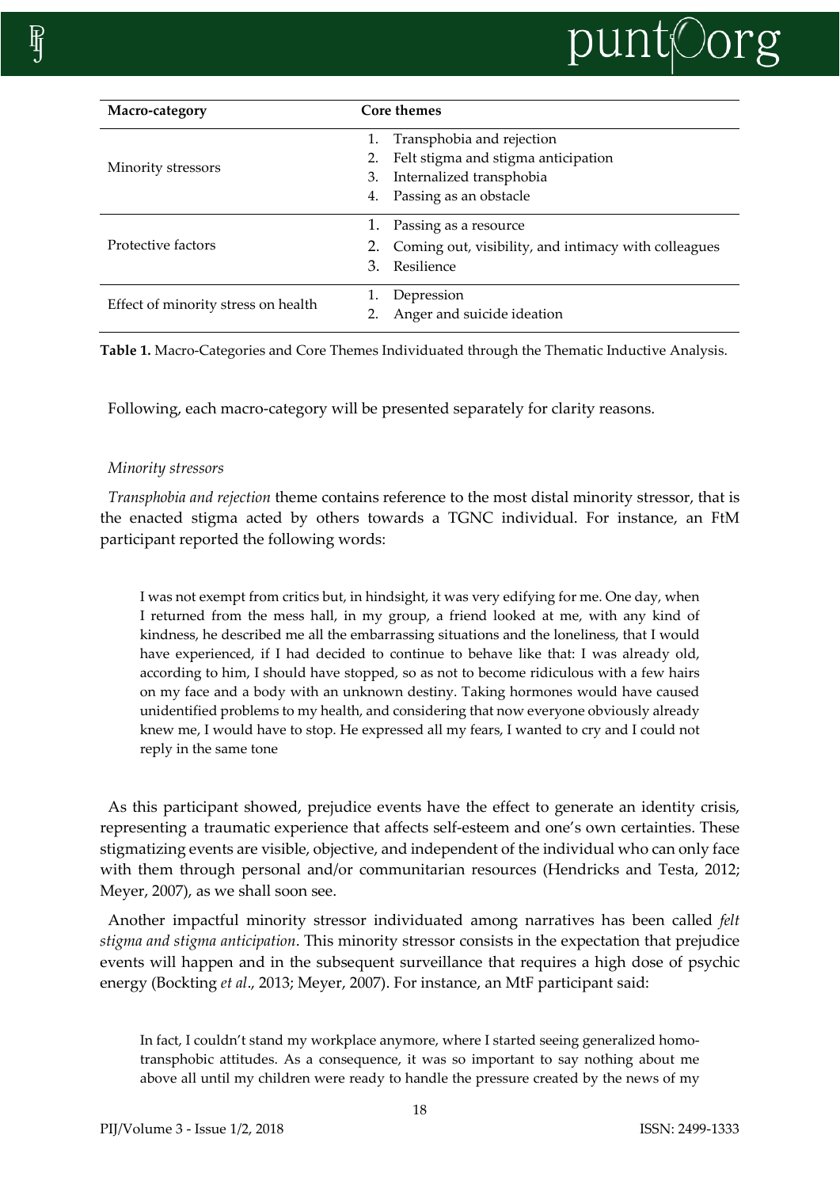| Macro-category | Core themes |
|---|---|
| Minority stressors | 1. Transphobia and rejection<br>2. Felt stigma and stigma anticipation<br>3. Internalized transphobia<br>4. Passing as an obstacle |
| Protective factors | 1. Passing as a resource<br>2. Coming out, visibility, and intimacy with colleagues<br>3. Resilience |
| Effect of minority stress on health | 1. Depression<br>2. Anger and suicide ideation |

**Table 1.** Macro-Categories and Core Themes Individuated through the Thematic Inductive Analysis.

Following, each macro-category will be presented separately for clarity reasons.

*Minority stressors*

*Transphobia and rejection* theme contains reference to the most distal minority stressor, that is the enacted stigma acted by others towards a TGNC individual. For instance, an FtM participant reported the following words:

> I was not exempt from critics but, in hindsight, it was very edifying for me. One day, when I returned from the mess hall, in my group, a friend looked at me, with any kind of kindness, he described me all the embarrassing situations and the loneliness, that I would have experienced, if I had decided to continue to behave like that: I was already old, according to him, I should have stopped, so as not to become ridiculous with a few hairs on my face and a body with an unknown destiny. Taking hormones would have caused unidentified problems to my health, and considering that now everyone obviously already knew me, I would have to stop. He expressed all my fears, I wanted to cry and I could not reply in the same tone

As this participant showed, prejudice events have the effect to generate an identity crisis, representing a traumatic experience that affects self-esteem and one's own certainties. These stigmatizing events are visible, objective, and independent of the individual who can only face with them through personal and/or communitarian resources (Hendricks and Testa, 2012; Meyer, 2007), as we shall soon see.

Another impactful minority stressor individuated among narratives has been called *felt stigma and stigma anticipation*. This minority stressor consists in the expectation that prejudice events will happen and in the subsequent surveillance that requires a high dose of psychic energy (Bockting *et al*., 2013; Meyer, 2007). For instance, an MtF participant said:

> In fact, I couldn't stand my workplace anymore, where I started seeing generalized homo-transphobic attitudes. As a consequence, it was so important to say nothing about me above all until my children were ready to handle the pressure created by the news of my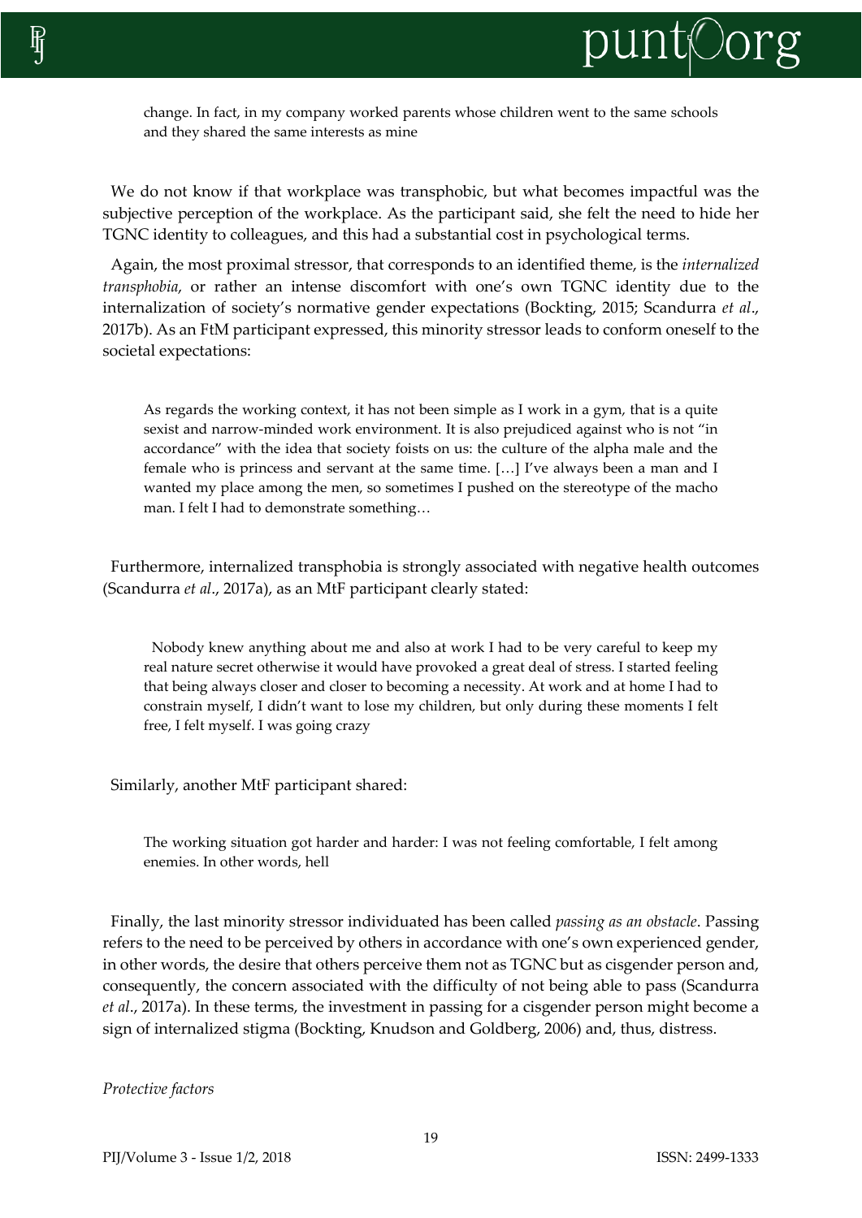> change. In fact, in my company worked parents whose children went to the same schools and they shared the same interests as mine

We do not know if that workplace was transphobic, but what becomes impactful was the subjective perception of the workplace. As the participant said, she felt the need to hide her TGNC identity to colleagues, and this had a substantial cost in psychological terms.

Again, the most proximal stressor, that corresponds to an identified theme, is the *internalized transphobia*, or rather an intense discomfort with one's own TGNC identity due to the internalization of society's normative gender expectations (Bockting, 2015; Scandurra *et al*., 2017b). As an FtM participant expressed, this minority stressor leads to conform oneself to the societal expectations:

> As regards the working context, it has not been simple as I work in a gym, that is a quite sexist and narrow-minded work environment. It is also prejudiced against who is not "in accordance" with the idea that society foists on us: the culture of the alpha male and the female who is princess and servant at the same time. […] I've always been a man and I wanted my place among the men, so sometimes I pushed on the stereotype of the macho man. I felt I had to demonstrate something…

Furthermore, internalized transphobia is strongly associated with negative health outcomes (Scandurra *et al*., 2017a), as an MtF participant clearly stated:

> Nobody knew anything about me and also at work I had to be very careful to keep my real nature secret otherwise it would have provoked a great deal of stress. I started feeling that being always closer and closer to becoming a necessity. At work and at home I had to constrain myself, I didn't want to lose my children, but only during these moments I felt free, I felt myself. I was going crazy

Similarly, another MtF participant shared:

> The working situation got harder and harder: I was not feeling comfortable, I felt among enemies. In other words, hell

Finally, the last minority stressor individuated has been called *passing as an obstacle*. Passing refers to the need to be perceived by others in accordance with one's own experienced gender, in other words, the desire that others perceive them not as TGNC but as cisgender person and, consequently, the concern associated with the difficulty of not being able to pass (Scandurra *et al*., 2017a). In these terms, the investment in passing for a cisgender person might become a sign of internalized stigma (Bockting, Knudson and Goldberg, 2006) and, thus, distress.

*Protective factors*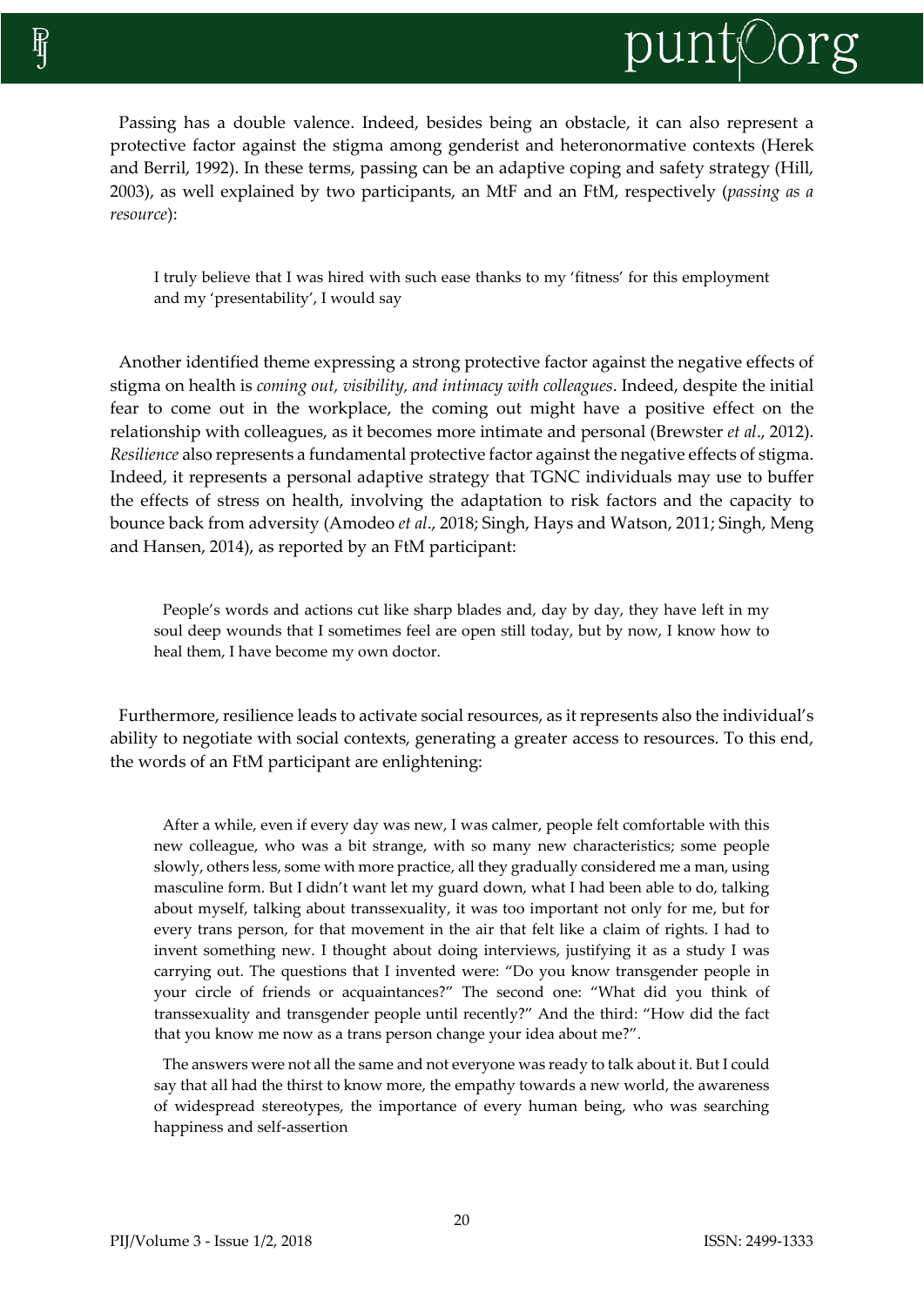Passing has a double valence. Indeed, besides being an obstacle, it can also represent a protective factor against the stigma among genderist and heteronormative contexts (Herek and Berril, 1992). In these terms, passing can be an adaptive coping and safety strategy (Hill, 2003), as well explained by two participants, an MtF and an FtM, respectively (*passing as a resource*):

> I truly believe that I was hired with such ease thanks to my 'fitness' for this employment and my 'presentability', I would say

Another identified theme expressing a strong protective factor against the negative effects of stigma on health is *coming out, visibility, and intimacy with colleagues*. Indeed, despite the initial fear to come out in the workplace, the coming out might have a positive effect on the relationship with colleagues, as it becomes more intimate and personal (Brewster *et al*., 2012). *Resilience* also represents a fundamental protective factor against the negative effects of stigma. Indeed, it represents a personal adaptive strategy that TGNC individuals may use to buffer the effects of stress on health, involving the adaptation to risk factors and the capacity to bounce back from adversity (Amodeo *et al*., 2018; Singh, Hays and Watson, 2011; Singh, Meng and Hansen, 2014), as reported by an FtM participant:

> People's words and actions cut like sharp blades and, day by day, they have left in my soul deep wounds that I sometimes feel are open still today, but by now, I know how to heal them, I have become my own doctor.

Furthermore, resilience leads to activate social resources, as it represents also the individual's ability to negotiate with social contexts, generating a greater access to resources. To this end, the words of an FtM participant are enlightening:

> After a while, even if every day was new, I was calmer, people felt comfortable with this new colleague, who was a bit strange, with so many new characteristics; some people slowly, others less, some with more practice, all they gradually considered me a man, using masculine form. But I didn't want let my guard down, what I had been able to do, talking about myself, talking about transsexuality, it was too important not only for me, but for every trans person, for that movement in the air that felt like a claim of rights. I had to invent something new. I thought about doing interviews, justifying it as a study I was carrying out. The questions that I invented were: "Do you know transgender people in your circle of friends or acquaintances?" The second one: "What did you think of transsexuality and transgender people until recently?" And the third: "How did the fact that you know me now as a trans person change your idea about me?".
>
> The answers were not all the same and not everyone was ready to talk about it. But I could say that all had the thirst to know more, the empathy towards a new world, the awareness of widespread stereotypes, the importance of every human being, who was searching happiness and self-assertion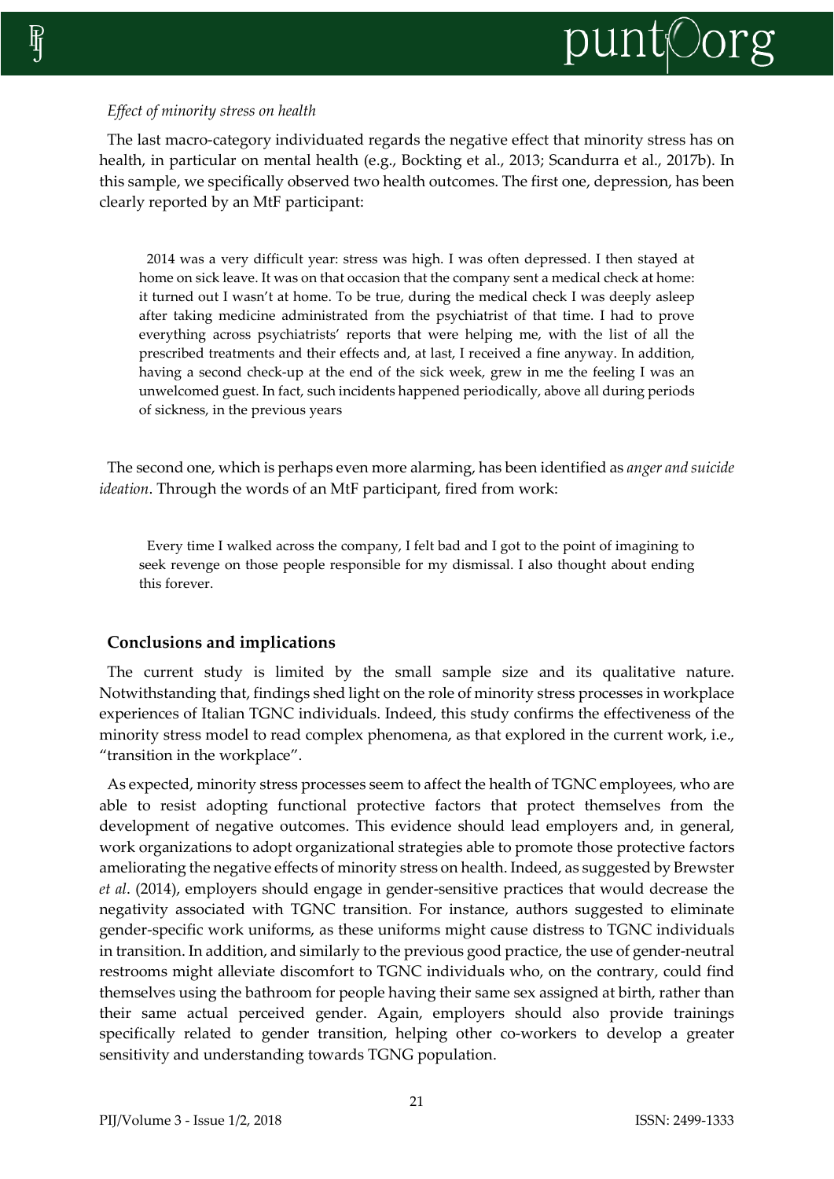*Effect of minority stress on health*

The last macro-category individuated regards the negative effect that minority stress has on health, in particular on mental health (e.g., Bockting et al., 2013; Scandurra et al., 2017b). In this sample, we specifically observed two health outcomes. The first one, depression, has been clearly reported by an MtF participant:

> 2014 was a very difficult year: stress was high. I was often depressed. I then stayed at home on sick leave. It was on that occasion that the company sent a medical check at home: it turned out I wasn't at home. To be true, during the medical check I was deeply asleep after taking medicine administrated from the psychiatrist of that time. I had to prove everything across psychiatrists' reports that were helping me, with the list of all the prescribed treatments and their effects and, at last, I received a fine anyway. In addition, having a second check-up at the end of the sick week, grew in me the feeling I was an unwelcomed guest. In fact, such incidents happened periodically, above all during periods of sickness, in the previous years

The second one, which is perhaps even more alarming, has been identified as *anger and suicide ideation*. Through the words of an MtF participant, fired from work:

> Every time I walked across the company, I felt bad and I got to the point of imagining to seek revenge on those people responsible for my dismissal. I also thought about ending this forever.

## Conclusions and implications

The current study is limited by the small sample size and its qualitative nature. Notwithstanding that, findings shed light on the role of minority stress processes in workplace experiences of Italian TGNC individuals. Indeed, this study confirms the effectiveness of the minority stress model to read complex phenomena, as that explored in the current work, i.e., "transition in the workplace".

As expected, minority stress processes seem to affect the health of TGNC employees, who are able to resist adopting functional protective factors that protect themselves from the development of negative outcomes. This evidence should lead employers and, in general, work organizations to adopt organizational strategies able to promote those protective factors ameliorating the negative effects of minority stress on health. Indeed, as suggested by Brewster *et al*. (2014), employers should engage in gender-sensitive practices that would decrease the negativity associated with TGNC transition. For instance, authors suggested to eliminate gender-specific work uniforms, as these uniforms might cause distress to TGNC individuals in transition. In addition, and similarly to the previous good practice, the use of gender-neutral restrooms might alleviate discomfort to TGNC individuals who, on the contrary, could find themselves using the bathroom for people having their same sex assigned at birth, rather than their same actual perceived gender. Again, employers should also provide trainings specifically related to gender transition, helping other co-workers to develop a greater sensitivity and understanding towards TGNG population.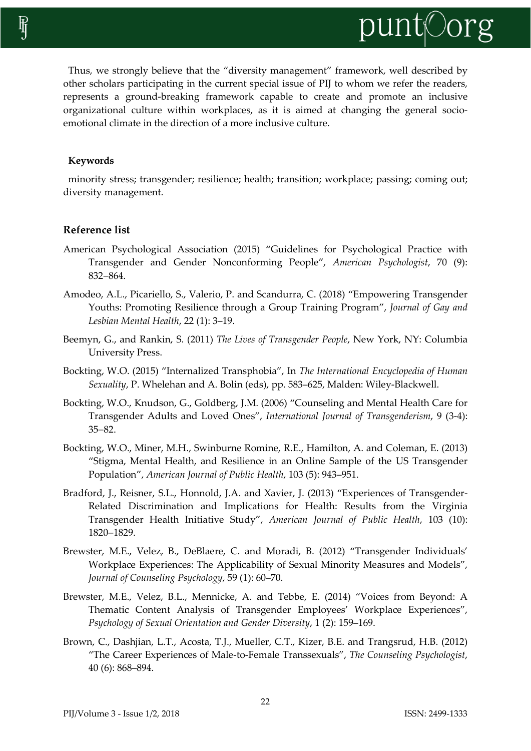Thus, we strongly believe that the "diversity management" framework, well described by other scholars participating in the current special issue of PIJ to whom we refer the readers, represents a ground-breaking framework capable to create and promote an inclusive organizational culture within workplaces, as it is aimed at changing the general socio-emotional climate in the direction of a more inclusive culture.

**Keywords**

minority stress; transgender; resilience; health; transition; workplace; passing; coming out; diversity management.

## Reference list

American Psychological Association (2015) "Guidelines for Psychological Practice with Transgender and Gender Nonconforming People", *American Psychologist*, 70 (9): 832–864.

Amodeo, A.L., Picariello, S., Valerio, P. and Scandurra, C. (2018) "Empowering Transgender Youths: Promoting Resilience through a Group Training Program", *Journal of Gay and Lesbian Mental Health*, 22 (1): 3–19.

Beemyn, G., and Rankin, S. (2011) *The Lives of Transgender People*, New York, NY: Columbia University Press.

Bockting, W.O. (2015) "Internalized Transphobia", In *The International Encyclopedia of Human Sexuality*, P. Whelehan and A. Bolin (eds), pp. 583–625, Malden: Wiley-Blackwell.

Bockting, W.O., Knudson, G., Goldberg, J.M. (2006) "Counseling and Mental Health Care for Transgender Adults and Loved Ones", *International Journal of Transgenderism*, 9 (3-4): 35–82.

Bockting, W.O., Miner, M.H., Swinburne Romine, R.E., Hamilton, A. and Coleman, E. (2013) "Stigma, Mental Health, and Resilience in an Online Sample of the US Transgender Population", *American Journal of Public Health*, 103 (5): 943–951.

Bradford, J., Reisner, S.L., Honnold, J.A. and Xavier, J. (2013) "Experiences of Transgender-Related Discrimination and Implications for Health: Results from the Virginia Transgender Health Initiative Study", *American Journal of Public Health*, 103 (10): 1820–1829.

Brewster, M.E., Velez, B., DeBlaere, C. and Moradi, B. (2012) "Transgender Individuals' Workplace Experiences: The Applicability of Sexual Minority Measures and Models", *Journal of Counseling Psychology*, 59 (1): 60–70.

Brewster, M.E., Velez, B.L., Mennicke, A. and Tebbe, E. (2014) "Voices from Beyond: A Thematic Content Analysis of Transgender Employees' Workplace Experiences", *Psychology of Sexual Orientation and Gender Diversity*, 1 (2): 159–169.

Brown, C., Dashjian, L.T., Acosta, T.J., Mueller, C.T., Kizer, B.E. and Trangsrud, H.B. (2012) "The Career Experiences of Male-to-Female Transsexuals", *The Counseling Psychologist*, 40 (6): 868–894.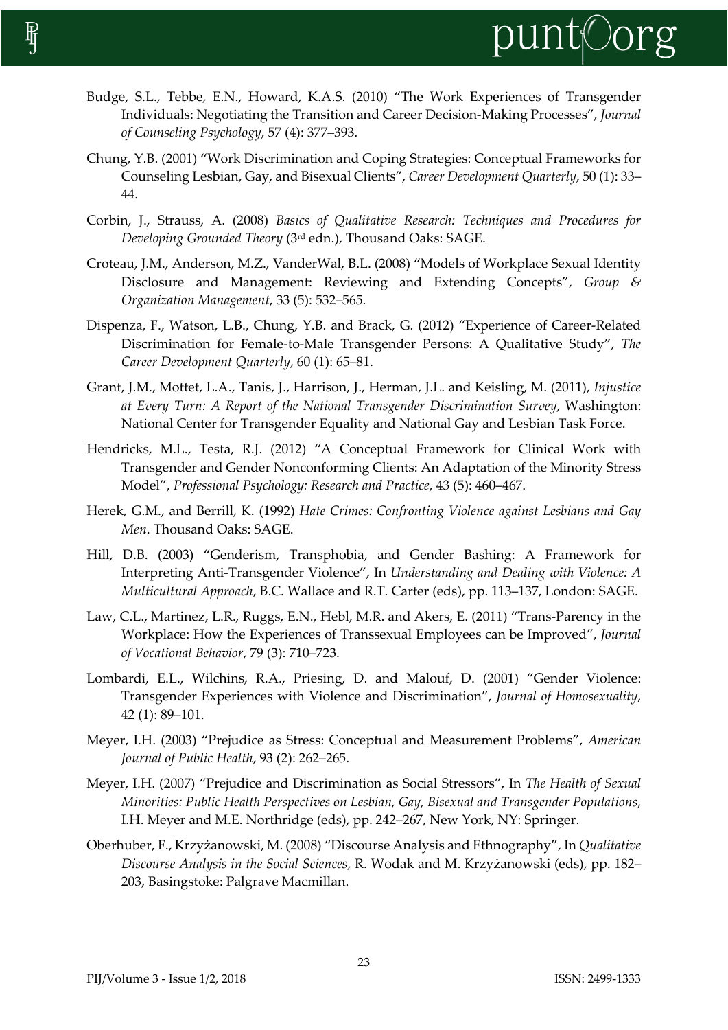Budge, S.L., Tebbe, E.N., Howard, K.A.S. (2010) "The Work Experiences of Transgender Individuals: Negotiating the Transition and Career Decision-Making Processes", *Journal of Counseling Psychology*, 57 (4): 377–393.

Chung, Y.B. (2001) "Work Discrimination and Coping Strategies: Conceptual Frameworks for Counseling Lesbian, Gay, and Bisexual Clients", *Career Development Quarterly*, 50 (1): 33–44.

Corbin, J., Strauss, A. (2008) *Basics of Qualitative Research: Techniques and Procedures for Developing Grounded Theory* (3rd edn.), Thousand Oaks: SAGE.

Croteau, J.M., Anderson, M.Z., VanderWal, B.L. (2008) "Models of Workplace Sexual Identity Disclosure and Management: Reviewing and Extending Concepts", *Group & Organization Management*, 33 (5): 532–565.

Dispenza, F., Watson, L.B., Chung, Y.B. and Brack, G. (2012) "Experience of Career-Related Discrimination for Female-to-Male Transgender Persons: A Qualitative Study", *The Career Development Quarterly*, 60 (1): 65–81.

Grant, J.M., Mottet, L.A., Tanis, J., Harrison, J., Herman, J.L. and Keisling, M. (2011), *Injustice at Every Turn: A Report of the National Transgender Discrimination Survey*, Washington: National Center for Transgender Equality and National Gay and Lesbian Task Force.

Hendricks, M.L., Testa, R.J. (2012) "A Conceptual Framework for Clinical Work with Transgender and Gender Nonconforming Clients: An Adaptation of the Minority Stress Model", *Professional Psychology: Research and Practice*, 43 (5): 460–467.

Herek, G.M., and Berrill, K. (1992) *Hate Crimes: Confronting Violence against Lesbians and Gay Men*. Thousand Oaks: SAGE.

Hill, D.B. (2003) "Genderism, Transphobia, and Gender Bashing: A Framework for Interpreting Anti-Transgender Violence", In *Understanding and Dealing with Violence: A Multicultural Approach*, B.C. Wallace and R.T. Carter (eds), pp. 113–137, London: SAGE.

Law, C.L., Martinez, L.R., Ruggs, E.N., Hebl, M.R. and Akers, E. (2011) "Trans-Parency in the Workplace: How the Experiences of Transsexual Employees can be Improved", *Journal of Vocational Behavior*, 79 (3): 710–723.

Lombardi, E.L., Wilchins, R.A., Priesing, D. and Malouf, D. (2001) "Gender Violence: Transgender Experiences with Violence and Discrimination", *Journal of Homosexuality*, 42 (1): 89–101.

Meyer, I.H. (2003) "Prejudice as Stress: Conceptual and Measurement Problems", *American Journal of Public Health*, 93 (2): 262–265.

Meyer, I.H. (2007) "Prejudice and Discrimination as Social Stressors", In *The Health of Sexual Minorities: Public Health Perspectives on Lesbian, Gay, Bisexual and Transgender Populations*, I.H. Meyer and M.E. Northridge (eds), pp. 242–267, New York, NY: Springer.

Oberhuber, F., Krzyżanowski, M. (2008) "Discourse Analysis and Ethnography", In *Qualitative Discourse Analysis in the Social Sciences*, R. Wodak and M. Krzyżanowski (eds), pp. 182–203, Basingstoke: Palgrave Macmillan.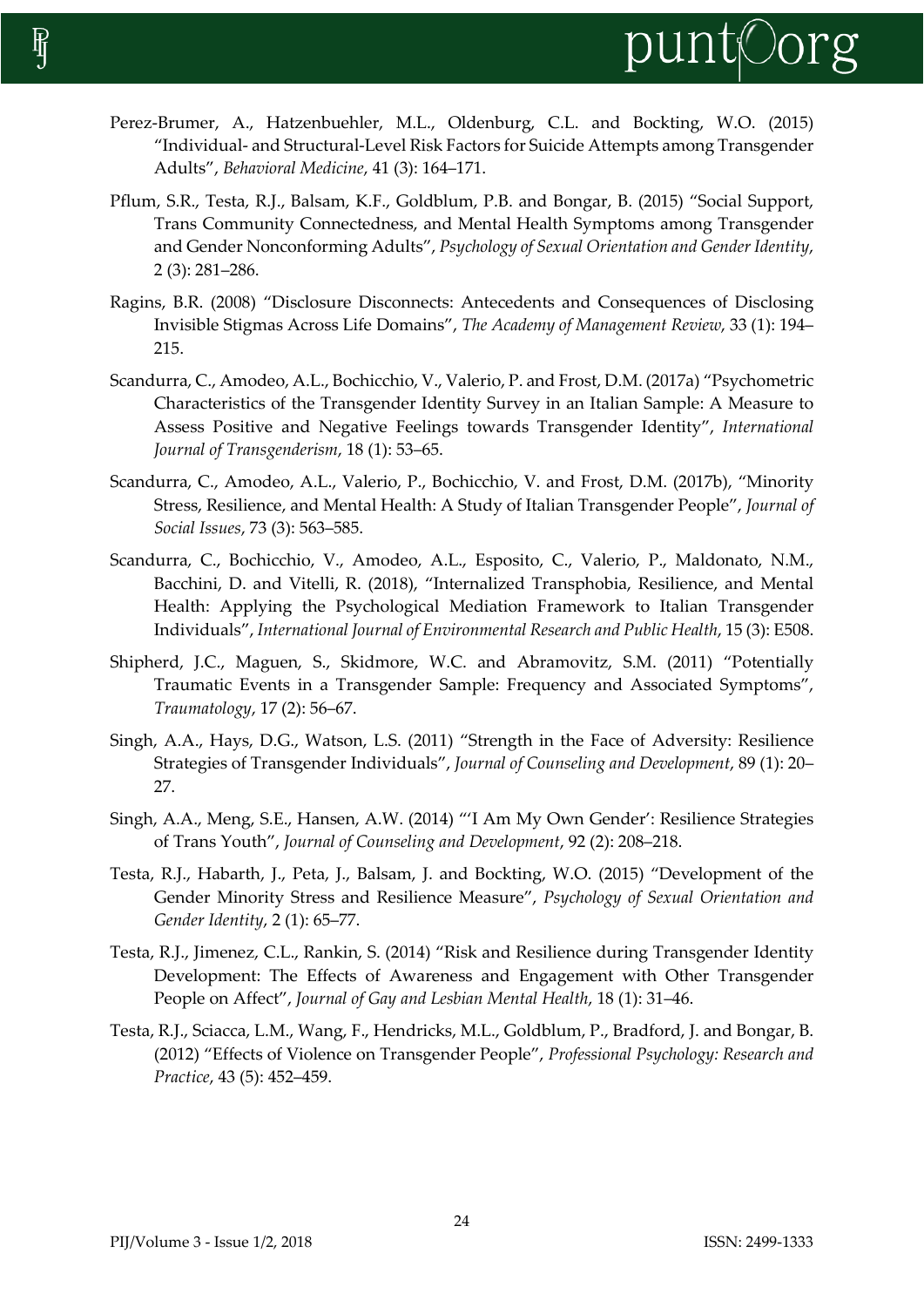Perez-Brumer, A., Hatzenbuehler, M.L., Oldenburg, C.L. and Bockting, W.O. (2015) "Individual- and Structural-Level Risk Factors for Suicide Attempts among Transgender Adults", *Behavioral Medicine*, 41 (3): 164–171.

Pflum, S.R., Testa, R.J., Balsam, K.F., Goldblum, P.B. and Bongar, B. (2015) "Social Support, Trans Community Connectedness, and Mental Health Symptoms among Transgender and Gender Nonconforming Adults", *Psychology of Sexual Orientation and Gender Identity*, 2 (3): 281–286.

Ragins, B.R. (2008) "Disclosure Disconnects: Antecedents and Consequences of Disclosing Invisible Stigmas Across Life Domains", *The Academy of Management Review*, 33 (1): 194–215.

Scandurra, C., Amodeo, A.L., Bochicchio, V., Valerio, P. and Frost, D.M. (2017a) "Psychometric Characteristics of the Transgender Identity Survey in an Italian Sample: A Measure to Assess Positive and Negative Feelings towards Transgender Identity", *International Journal of Transgenderism*, 18 (1): 53–65.

Scandurra, C., Amodeo, A.L., Valerio, P., Bochicchio, V. and Frost, D.M. (2017b), "Minority Stress, Resilience, and Mental Health: A Study of Italian Transgender People", *Journal of Social Issues*, 73 (3): 563–585.

Scandurra, C., Bochicchio, V., Amodeo, A.L., Esposito, C., Valerio, P., Maldonato, N.M., Bacchini, D. and Vitelli, R. (2018), "Internalized Transphobia, Resilience, and Mental Health: Applying the Psychological Mediation Framework to Italian Transgender Individuals", *International Journal of Environmental Research and Public Health*, 15 (3): E508.

Shipherd, J.C., Maguen, S., Skidmore, W.C. and Abramovitz, S.M. (2011) "Potentially Traumatic Events in a Transgender Sample: Frequency and Associated Symptoms", *Traumatology*, 17 (2): 56–67.

Singh, A.A., Hays, D.G., Watson, L.S. (2011) "Strength in the Face of Adversity: Resilience Strategies of Transgender Individuals", *Journal of Counseling and Development*, 89 (1): 20–27.

Singh, A.A., Meng, S.E., Hansen, A.W. (2014) "'I Am My Own Gender': Resilience Strategies of Trans Youth", *Journal of Counseling and Development*, 92 (2): 208–218.

Testa, R.J., Habarth, J., Peta, J., Balsam, J. and Bockting, W.O. (2015) "Development of the Gender Minority Stress and Resilience Measure", *Psychology of Sexual Orientation and Gender Identity*, 2 (1): 65–77.

Testa, R.J., Jimenez, C.L., Rankin, S. (2014) "Risk and Resilience during Transgender Identity Development: The Effects of Awareness and Engagement with Other Transgender People on Affect", *Journal of Gay and Lesbian Mental Health*, 18 (1): 31–46.

Testa, R.J., Sciacca, L.M., Wang, F., Hendricks, M.L., Goldblum, P., Bradford, J. and Bongar, B. (2012) "Effects of Violence on Transgender People", *Professional Psychology: Research and Practice*, 43 (5): 452–459.